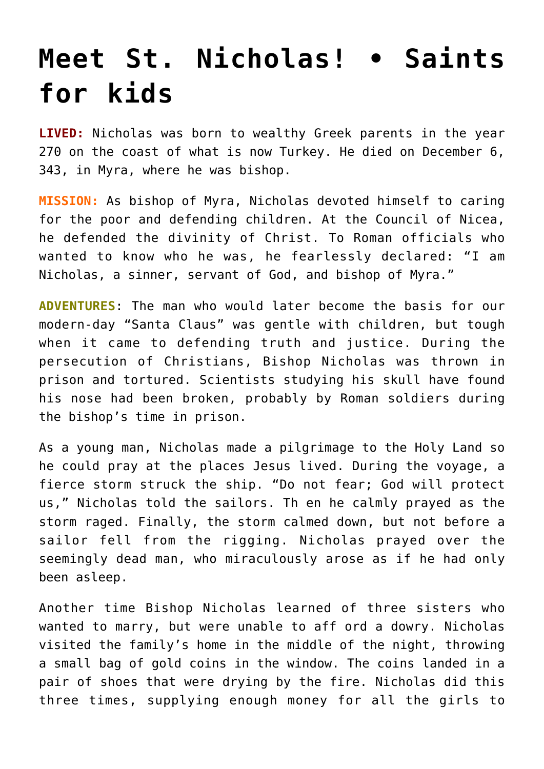# Meet St. Nicholas! • Saints for kids

**LIVED:** Nicholas was born to wealthy Greek parents in the year 270 on the coast of what is now Turkey. He died on December 6, 343, in Myra, where he was bishop.

**MISSION:** As bishop of Myra, Nicholas devoted himself to caring for the poor and defending children. At the Council of Nicea, he defended the divinity of Christ. To Roman officials who wanted to know who he was, he fearlessly declared: "I am Nicholas, a sinner, servant of God, and bishop of Myra."

**ADVENTURES**: The man who would later become the basis for our modern-day "Santa Claus" was gentle with children, but tough when it came to defending truth and justice. During the persecution of Christians, Bishop Nicholas was thrown in prison and tortured. Scientists studying his skull have found his nose had been broken, probably by Roman soldiers during the bishop's time in prison.

As a young man, Nicholas made a pilgrimage to the Holy Land so he could pray at the places Jesus lived. During the voyage, a fierce storm struck the ship. "Do not fear; God will protect us," Nicholas told the sailors. Th en he calmly prayed as the storm raged. Finally, the storm calmed down, but not before a sailor fell from the rigging. Nicholas prayed over the seemingly dead man, who miraculously arose as if he had only been asleep.

Another time Bishop Nicholas learned of three sisters who wanted to marry, but were unable to aff ord a dowry. Nicholas visited the family's home in the middle of the night, throwing a small bag of gold coins in the window. The coins landed in a pair of shoes that were drying by the fire. Nicholas did this three times, supplying enough money for all the girls to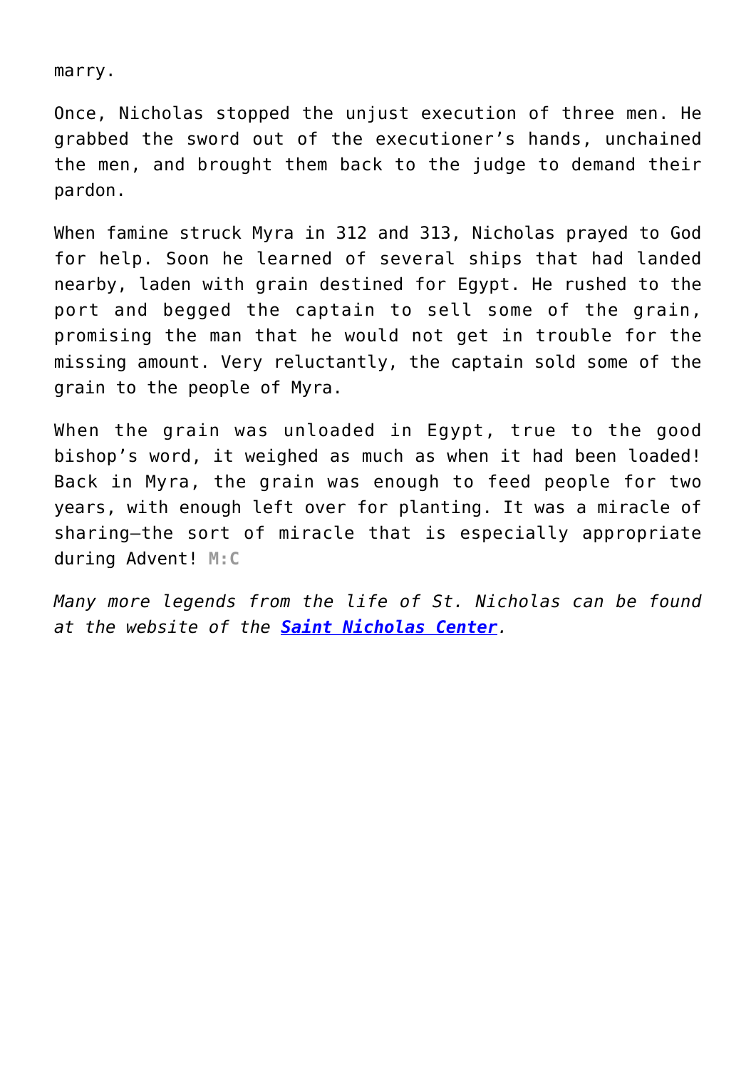marry.

Once, Nicholas stopped the unjust execution of three men. He grabbed the sword out of the executioner's hands, unchained the men, and brought them back to the judge to demand their pardon.

When famine struck Myra in 312 and 313, Nicholas prayed to God for help. Soon he learned of several ships that had landed nearby, laden with grain destined for Egypt. He rushed to the port and begged the captain to sell some of the grain, promising the man that he would not get in trouble for the missing amount. Very reluctantly, the captain sold some of the grain to the people of Myra.

When the grain was unloaded in Egypt, true to the good bishop's word, it weighed as much as when it had been loaded! Back in Myra, the grain was enough to feed people for two years, with enough left over for planting. It was a miracle of sharing—the sort of miracle that is especially appropriate during Advent! M:C

*Many more legends from the life of St. Nicholas can be found at the website of the* ***Saint Nicholas Center****.*